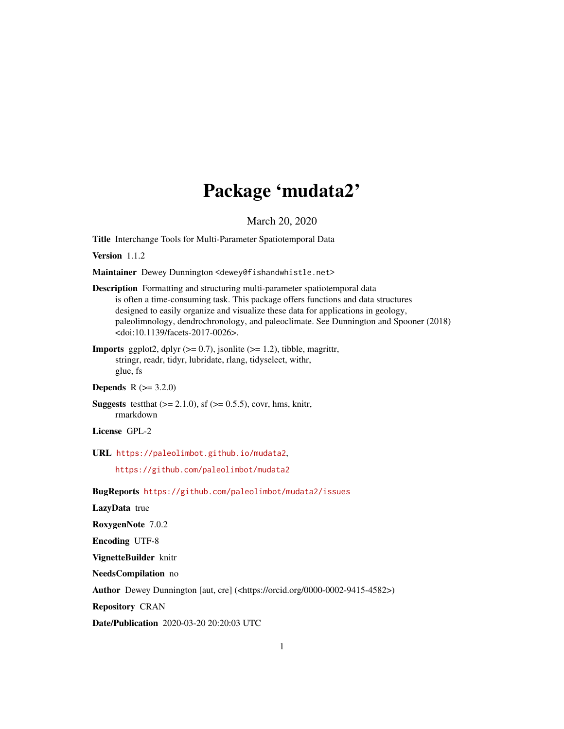# Package 'mudata2'

March 20, 2020

**Title** Interchange Tools for Multi-Parameter Spatiotemporal Data

**Version** 1.1.2

**Maintainer** Dewey Dunnington <dewey@fishandwhistle.net>

**Description** Formatting and structuring multi-parameter spatiotemporal data is often a time-consuming task. This package offers functions and data structures designed to easily organize and visualize these data for applications in geology, paleolimnology, dendrochronology, and paleoclimate. See Dunnington and Spooner (2018) <doi:10.1139/facets-2017-0026>.

**Imports** ggplot2, dplyr (>= 0.7), jsonlite (>= 1.2), tibble, magrittr, stringr, readr, tidyr, lubridate, rlang, tidyselect, withr, glue, fs

**Depends** R (>= 3.2.0)

**Suggests** testthat (>= 2.1.0), sf (>= 0.5.5), covr, hms, knitr, rmarkdown

**License** GPL-2

**URL** https://paleolimbot.github.io/mudata2, https://github.com/paleolimbot/mudata2

**BugReports** https://github.com/paleolimbot/mudata2/issues

**LazyData** true

**RoxygenNote** 7.0.2

**Encoding** UTF-8

**VignetteBuilder** knitr

**NeedsCompilation** no

**Author** Dewey Dunnington [aut, cre] (<https://orcid.org/0000-0002-9415-4582>)

**Repository** CRAN

**Date/Publication** 2020-03-20 20:20:03 UTC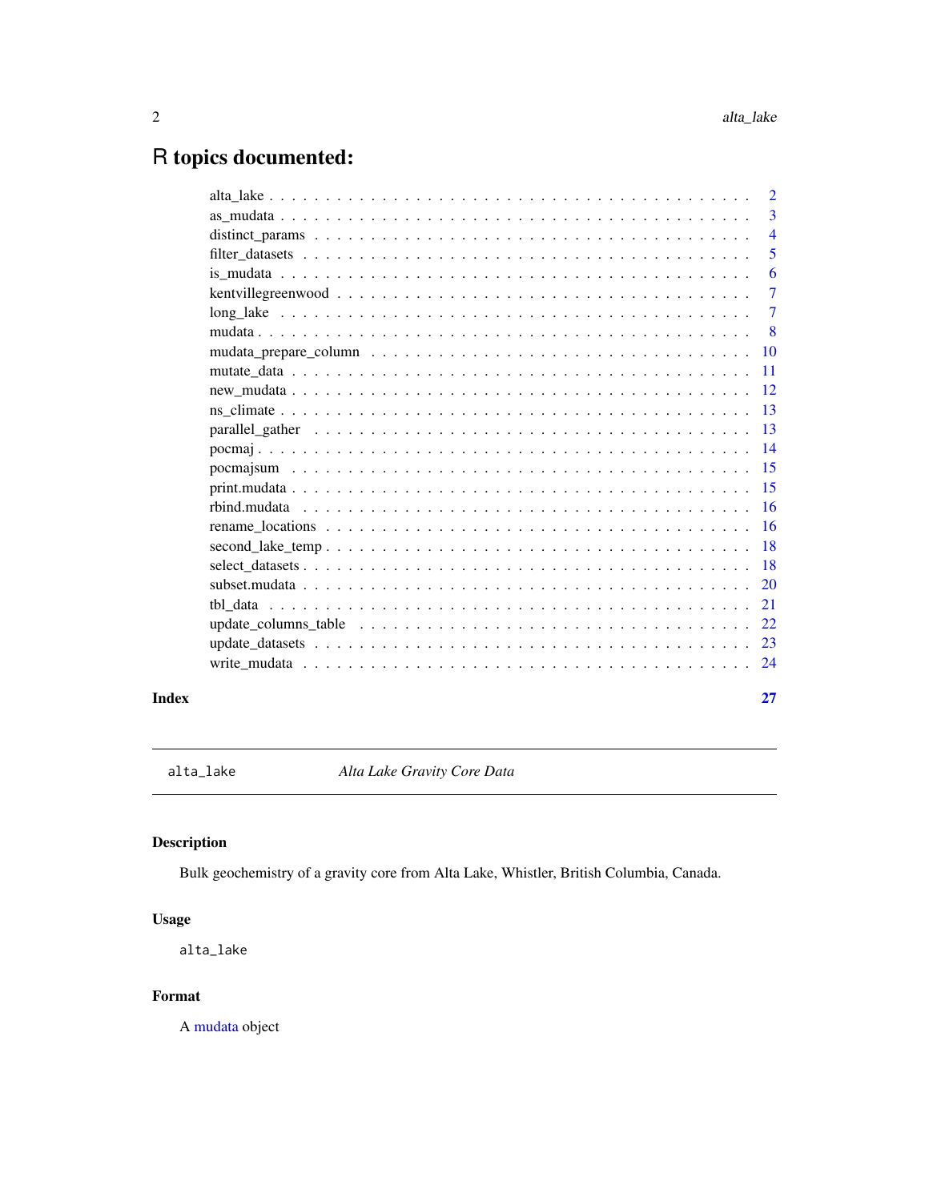# R topics documented:

| | |
|---|---|
| alta_lake | 2 |
| as_mudata | 3 |
| distinct_params | 4 |
| filter_datasets | 5 |
| is_mudata | 6 |
| kentvillegreenwood | 7 |
| long_lake | 7 |
| mudata | 8 |
| mudata_prepare_column | 10 |
| mutate_data | 11 |
| new_mudata | 12 |
| ns_climate | 13 |
| parallel_gather | 13 |
| pocmaj | 14 |
| pocmajsum | 15 |
| print.mudata | 15 |
| rbind.mudata | 16 |
| rename_locations | 16 |
| second_lake_temp | 18 |
| select_datasets | 18 |
| subset.mudata | 20 |
| tbl_data | 21 |
| update_columns_table | 22 |
| update_datasets | 23 |
| write_mudata | 24 |
| **Index** | **27** |

---

## alta_lake — *Alta Lake Gravity Core Data*

### Description

Bulk geochemistry of a gravity core from Alta Lake, Whistler, British Columbia, Canada.

### Usage

```
alta_lake
```

### Format

A mudata object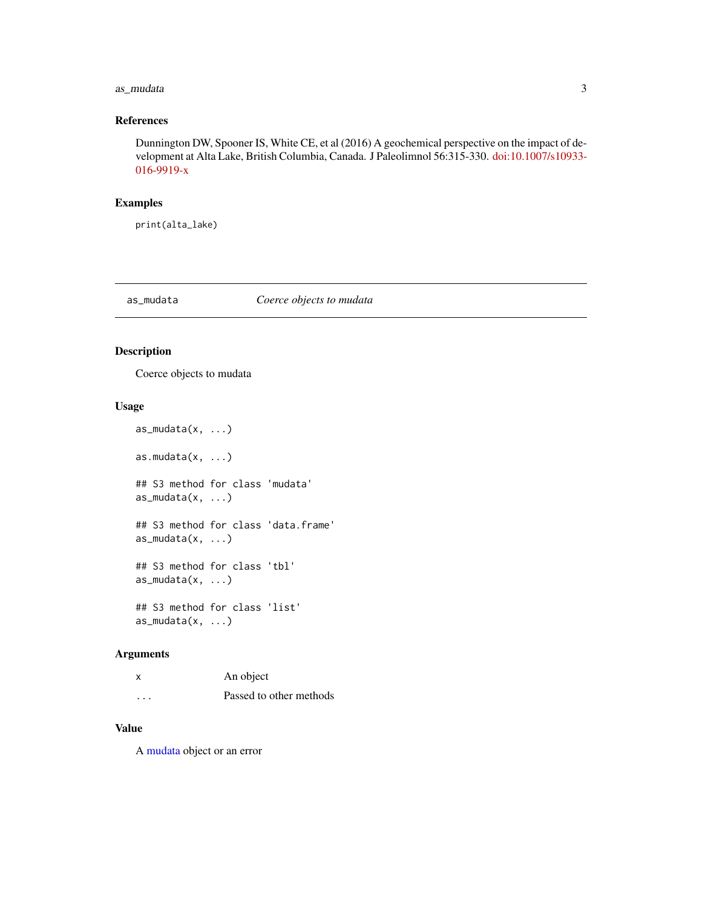## References

Dunnington DW, Spooner IS, White CE, et al (2016) A geochemical perspective on the impact of development at Alta Lake, British Columbia, Canada. J Paleolimnol 56:315-330. doi:10.1007/s10933-016-9919-x

## Examples

```
print(alta_lake)
```

---

# as_mudata — *Coerce objects to mudata*

## Description

Coerce objects to mudata

## Usage

```
as_mudata(x, ...)

as.mudata(x, ...)

## S3 method for class 'mudata'
as_mudata(x, ...)

## S3 method for class 'data.frame'
as_mudata(x, ...)

## S3 method for class 'tbl'
as_mudata(x, ...)

## S3 method for class 'list'
as_mudata(x, ...)
```

## Arguments

| | |
|---|---|
| x | An object |
| ... | Passed to other methods |

## Value

A mudata object or an error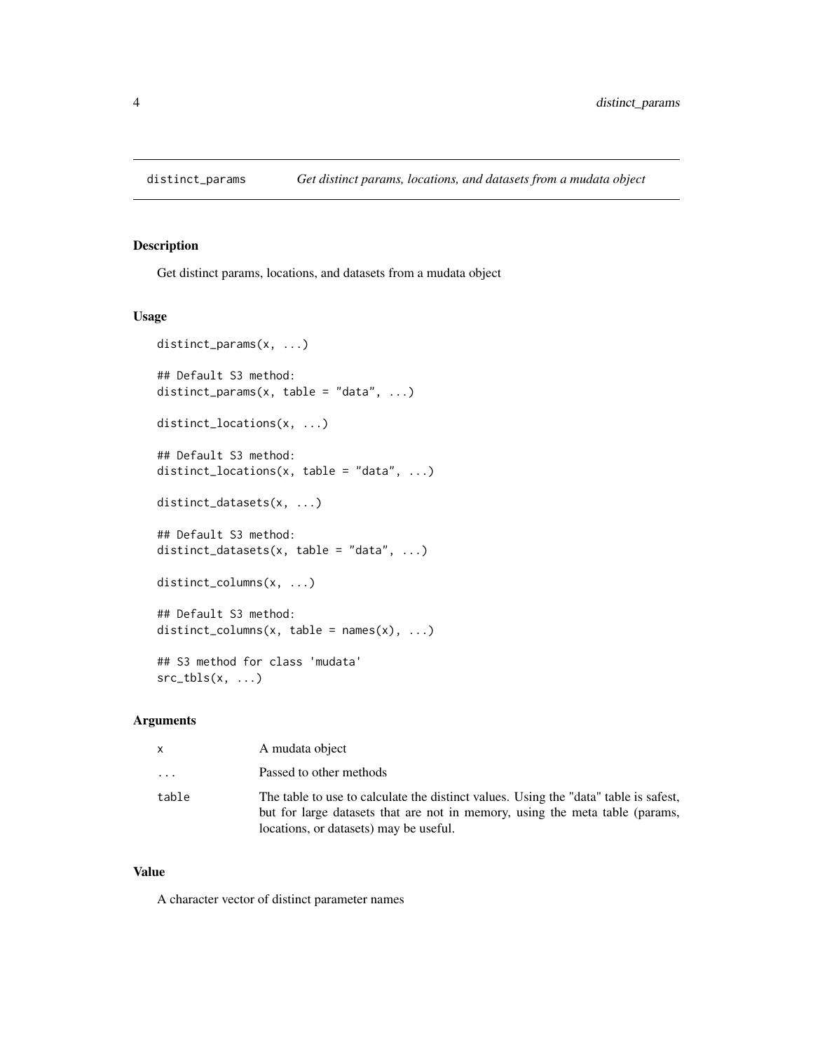## distinct_params — *Get distinct params, locations, and datasets from a mudata object*

### Description

Get distinct params, locations, and datasets from a mudata object

### Usage

```
distinct_params(x, ...)

## Default S3 method:
distinct_params(x, table = "data", ...)

distinct_locations(x, ...)

## Default S3 method:
distinct_locations(x, table = "data", ...)

distinct_datasets(x, ...)

## Default S3 method:
distinct_datasets(x, table = "data", ...)

distinct_columns(x, ...)

## Default S3 method:
distinct_columns(x, table = names(x), ...)

## S3 method for class 'mudata'
src_tbls(x, ...)
```

### Arguments

| | |
|---|---|
| x | A mudata object |
| ... | Passed to other methods |
| table | The table to use to calculate the distinct values. Using the "data" table is safest, but for large datasets that are not in memory, using the meta table (params, locations, or datasets) may be useful. |

### Value

A character vector of distinct parameter names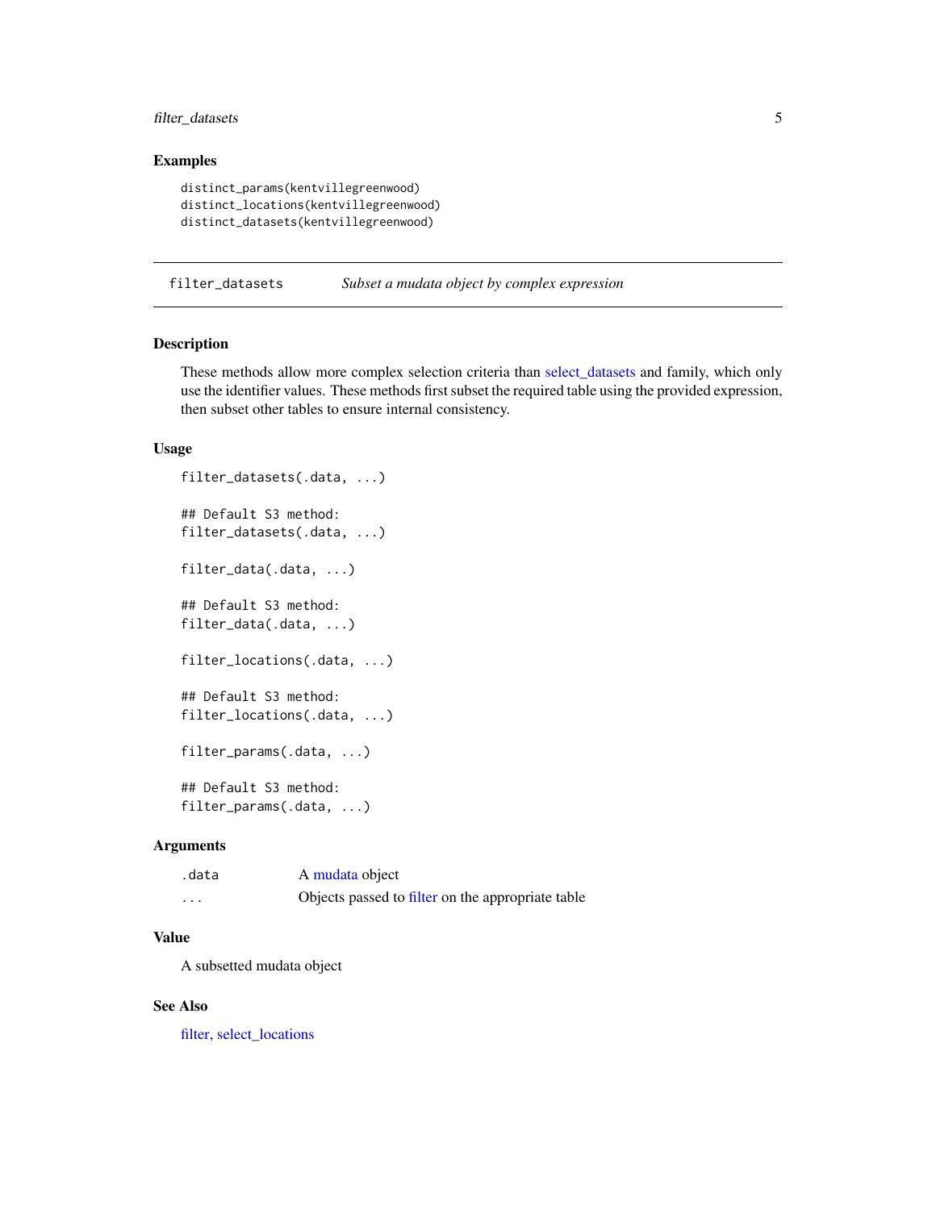## Examples

```
distinct_params(kentvillegreenwood)
distinct_locations(kentvillegreenwood)
distinct_datasets(kentvillegreenwood)
```

---

## filter_datasets — *Subset a mudata object by complex expression*

### Description

These methods allow more complex selection criteria than select_datasets and family, which only use the identifier values. These methods first subset the required table using the provided expression, then subset other tables to ensure internal consistency.

### Usage

```
filter_datasets(.data, ...)

## Default S3 method:
filter_datasets(.data, ...)

filter_data(.data, ...)

## Default S3 method:
filter_data(.data, ...)

filter_locations(.data, ...)

## Default S3 method:
filter_locations(.data, ...)

filter_params(.data, ...)

## Default S3 method:
filter_params(.data, ...)
```

### Arguments

| | |
|---|---|
| `.data` | A mudata object |
| `...` | Objects passed to filter on the appropriate table |

### Value

A subsetted mudata object

### See Also

filter, select_locations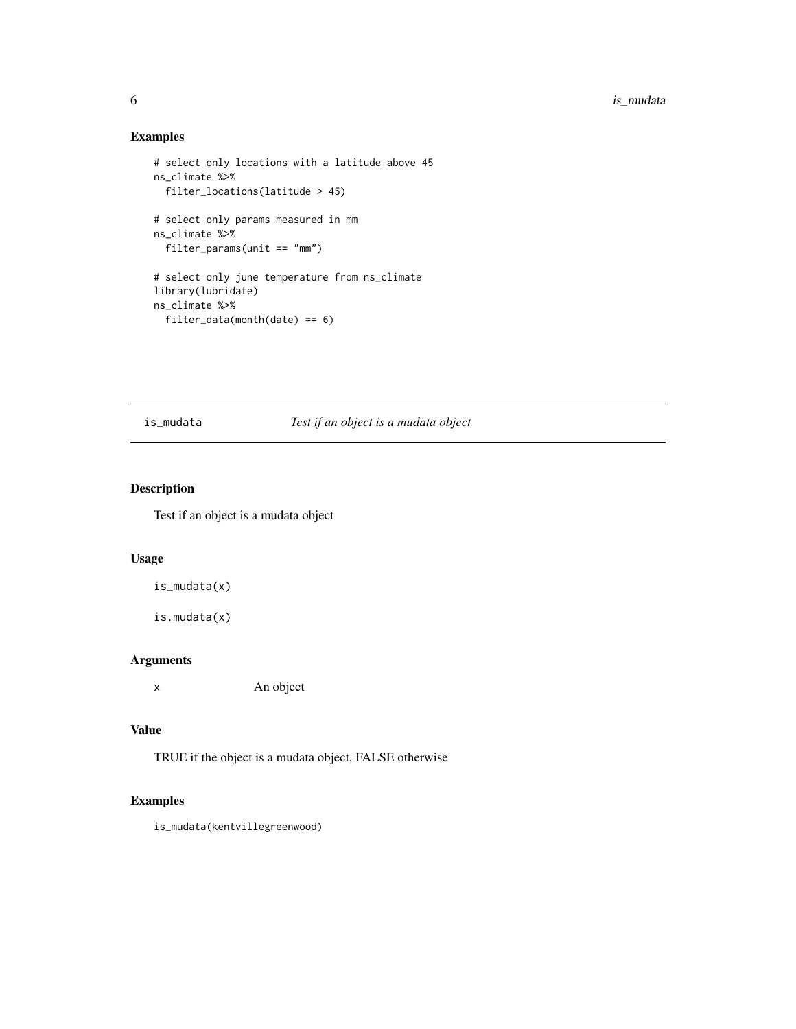## Examples

```
# select only locations with a latitude above 45
ns_climate %>%
  filter_locations(latitude > 45)

# select only params measured in mm
ns_climate %>%
  filter_params(unit == "mm")

# select only june temperature from ns_climate
library(lubridate)
ns_climate %>%
  filter_data(month(date) == 6)
```

---

# is_mudata — *Test if an object is a mudata object*

---

## Description

Test if an object is a mudata object

## Usage

```
is_mudata(x)

is.mudata(x)
```

## Arguments

| | |
|---|---|
| x | An object |

## Value

TRUE if the object is a mudata object, FALSE otherwise

## Examples

```
is_mudata(kentvillegreenwood)
```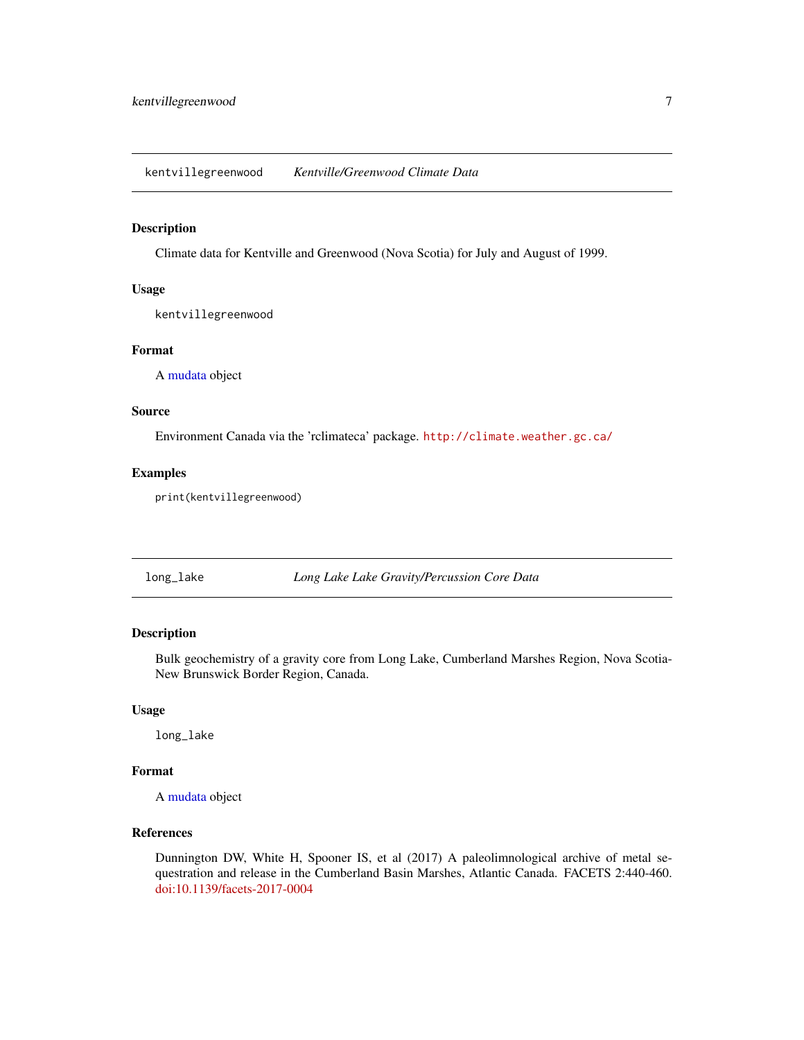## kentvillegreenwood — *Kentville/Greenwood Climate Data*

### Description

Climate data for Kentville and Greenwood (Nova Scotia) for July and August of 1999.

### Usage

```
kentvillegreenwood
```

### Format

A mudata object

### Source

Environment Canada via the 'rclimateca' package. `http://climate.weather.gc.ca/`

### Examples

```
print(kentvillegreenwood)
```

## long_lake — *Long Lake Lake Gravity/Percussion Core Data*

### Description

Bulk geochemistry of a gravity core from Long Lake, Cumberland Marshes Region, Nova Scotia-New Brunswick Border Region, Canada.

### Usage

```
long_lake
```

### Format

A mudata object

### References

Dunnington DW, White H, Spooner IS, et al (2017) A paleolimnological archive of metal sequestration and release in the Cumberland Basin Marshes, Atlantic Canada. FACETS 2:440-460. doi:10.1139/facets-2017-0004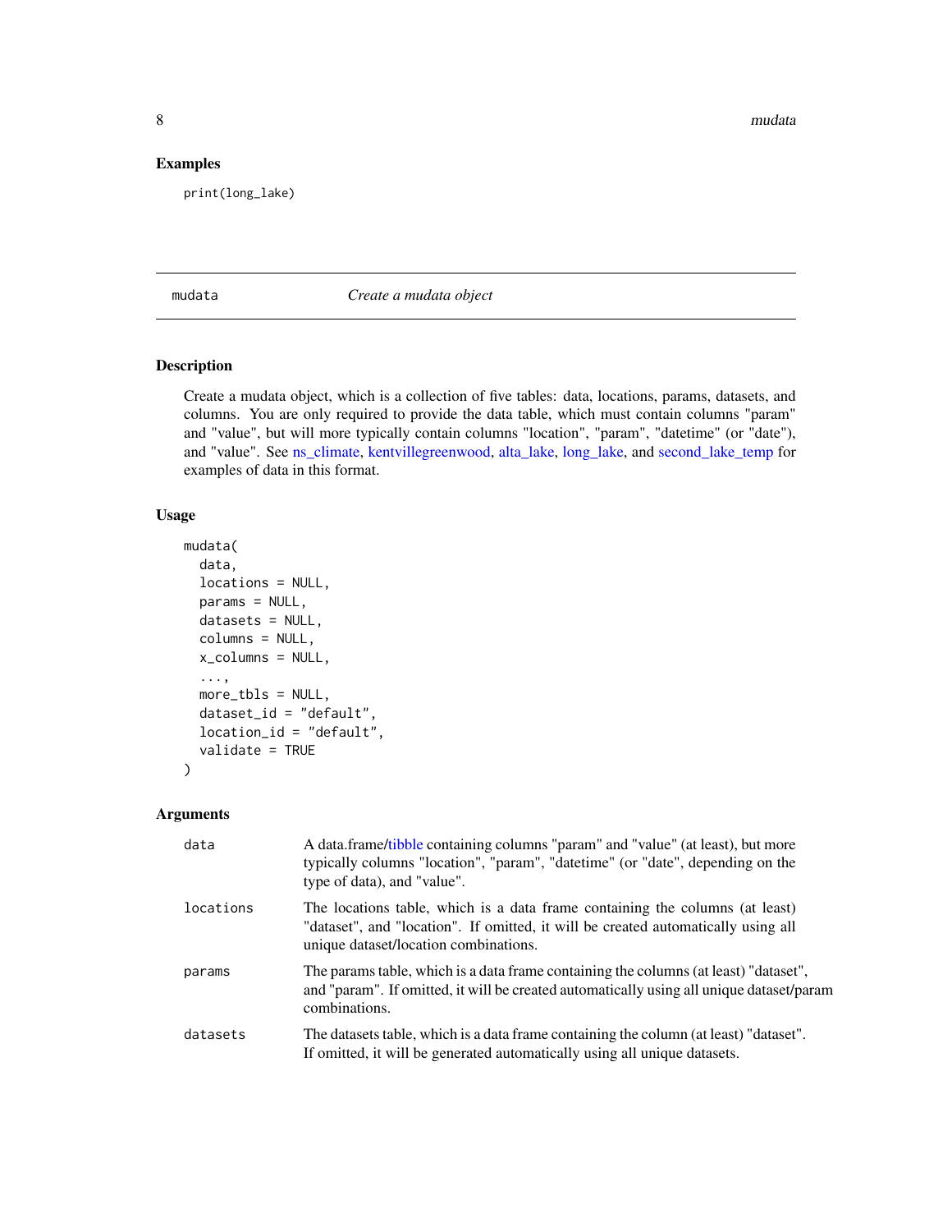### Examples

```
print(long_lake)
```

---

## mudata — *Create a mudata object*

### Description

Create a mudata object, which is a collection of five tables: data, locations, params, datasets, and columns. You are only required to provide the data table, which must contain columns "param" and "value", but will more typically contain columns "location", "param", "datetime" (or "date"), and "value". See ns_climate, kentvillegreenwood, alta_lake, long_lake, and second_lake_temp for examples of data in this format.

### Usage

```
mudata(
  data,
  locations = NULL,
  params = NULL,
  datasets = NULL,
  columns = NULL,
  x_columns = NULL,
  ...,
  more_tbls = NULL,
  dataset_id = "default",
  location_id = "default",
  validate = TRUE
)
```

### Arguments

| | |
|---|---|
| data | A data.frame/tibble containing columns "param" and "value" (at least), but more typically columns "location", "param", "datetime" (or "date", depending on the type of data), and "value". |
| locations | The locations table, which is a data frame containing the columns (at least) "dataset", and "location". If omitted, it will be created automatically using all unique dataset/location combinations. |
| params | The params table, which is a data frame containing the columns (at least) "dataset", and "param". If omitted, it will be created automatically using all unique dataset/param combinations. |
| datasets | The datasets table, which is a data frame containing the column (at least) "dataset". If omitted, it will be generated automatically using all unique datasets. |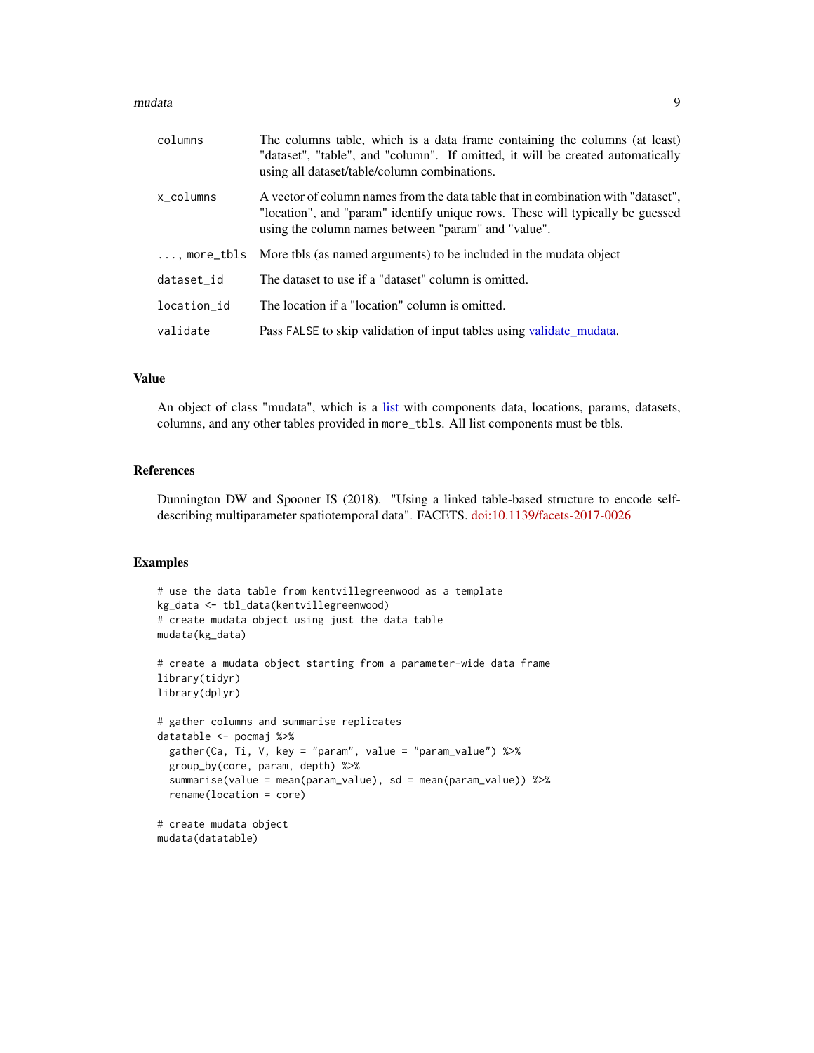| | |
|---|---|
| columns | The columns table, which is a data frame containing the columns (at least) "dataset", "table", and "column". If omitted, it will be created automatically using all dataset/table/column combinations. |
| x_columns | A vector of column names from the data table that in combination with "dataset", "location", and "param" identify unique rows. These will typically be guessed using the column names between "param" and "value". |
| ..., more_tbls | More tbls (as named arguments) to be included in the mudata object |
| dataset_id | The dataset to use if a "dataset" column is omitted. |
| location_id | The location if a "location" column is omitted. |
| validate | Pass FALSE to skip validation of input tables using validate_mudata. |

## Value

An object of class "mudata", which is a list with components data, locations, params, datasets, columns, and any other tables provided in more_tbls. All list components must be tbls.

## References

Dunnington DW and Spooner IS (2018). "Using a linked table-based structure to encode self-describing multiparameter spatiotemporal data". FACETS. doi:10.1139/facets-2017-0026

## Examples

```
# use the data table from kentvillegreenwood as a template
kg_data <- tbl_data(kentvillegreenwood)
# create mudata object using just the data table
mudata(kg_data)

# create a mudata object starting from a parameter-wide data frame
library(tidyr)
library(dplyr)

# gather columns and summarise replicates
datatable <- pocmaj %>%
  gather(Ca, Ti, V, key = "param", value = "param_value") %>%
  group_by(core, param, depth) %>%
  summarise(value = mean(param_value), sd = mean(param_value)) %>%
  rename(location = core)

# create mudata object
mudata(datatable)
```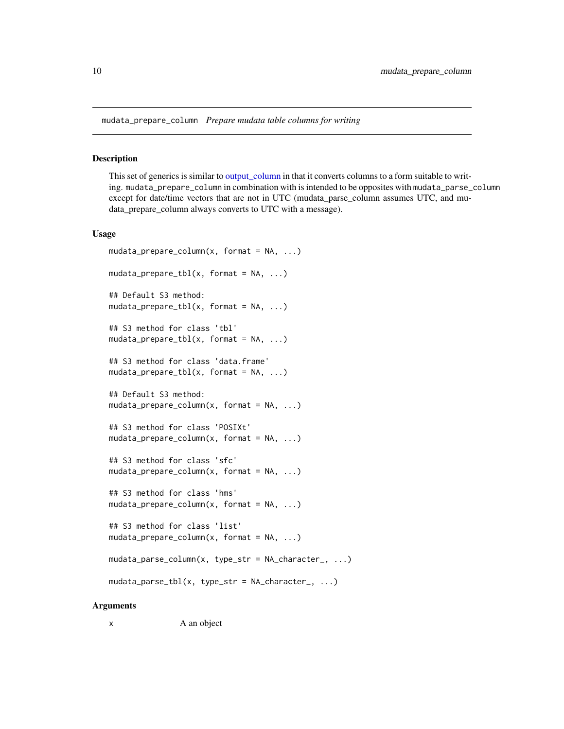## mudata_prepare_column *Prepare mudata table columns for writing*

### Description

This set of generics is similar to output_column in that it converts columns to a form suitable to writing. `mudata_prepare_column` in combination with is intended to be opposites with `mudata_parse_column` except for date/time vectors that are not in UTC (mudata_parse_column assumes UTC, and mudata_prepare_column always converts to UTC with a message).

### Usage

```
mudata_prepare_column(x, format = NA, ...)

mudata_prepare_tbl(x, format = NA, ...)

## Default S3 method:
mudata_prepare_tbl(x, format = NA, ...)

## S3 method for class 'tbl'
mudata_prepare_tbl(x, format = NA, ...)

## S3 method for class 'data.frame'
mudata_prepare_tbl(x, format = NA, ...)

## Default S3 method:
mudata_prepare_column(x, format = NA, ...)

## S3 method for class 'POSIXt'
mudata_prepare_column(x, format = NA, ...)

## S3 method for class 'sfc'
mudata_prepare_column(x, format = NA, ...)

## S3 method for class 'hms'
mudata_prepare_column(x, format = NA, ...)

## S3 method for class 'list'
mudata_prepare_column(x, format = NA, ...)

mudata_parse_column(x, type_str = NA_character_, ...)

mudata_parse_tbl(x, type_str = NA_character_, ...)
```

### Arguments

| | |
|---|---|
| `x` | A an object |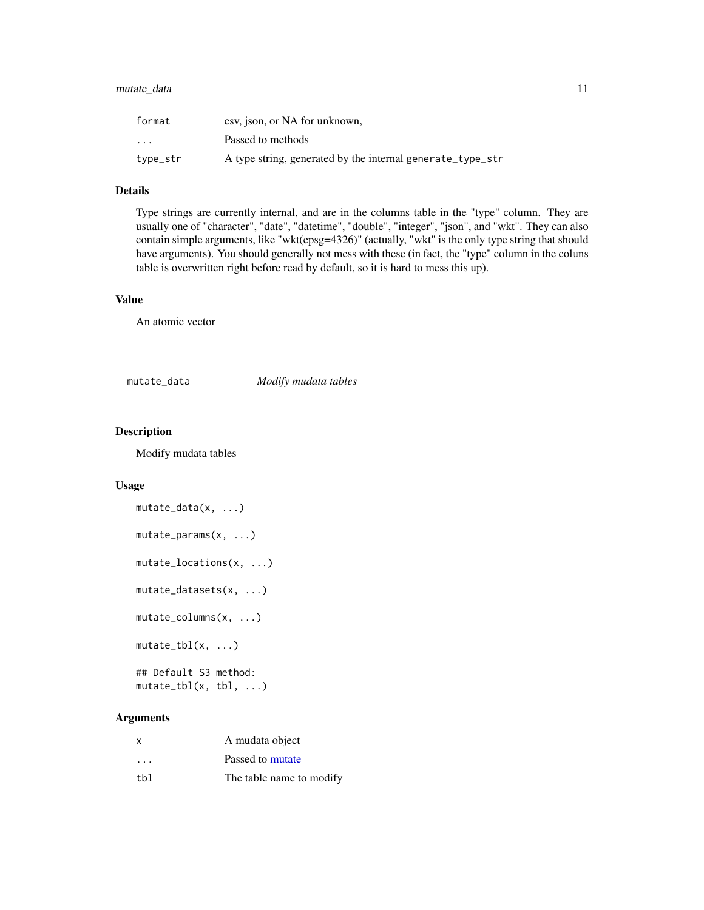| | |
|---|---|
| `format` | csv, json, or NA for unknown, |
| `...` | Passed to methods |
| `type_str` | A type string, generated by the internal `generate_type_str` |

### Details

Type strings are currently internal, and are in the columns table in the "type" column. They are usually one of "character", "date", "datetime", "double", "integer", "json", and "wkt". They can also contain simple arguments, like "wkt(epsg=4326)" (actually, "wkt" is the only type string that should have arguments). You should generally not mess with these (in fact, the "type" column in the coluns table is overwritten right before read by default, so it is hard to mess this up).

### Value

An atomic vector

---

## `mutate_data` *Modify mudata tables*

### Description

Modify mudata tables

### Usage

```
mutate_data(x, ...)

mutate_params(x, ...)

mutate_locations(x, ...)

mutate_datasets(x, ...)

mutate_columns(x, ...)

mutate_tbl(x, ...)

## Default S3 method:
mutate_tbl(x, tbl, ...)
```

### Arguments

| | |
|---|---|
| `x` | A mudata object |
| `...` | Passed to mutate |
| `tbl` | The table name to modify |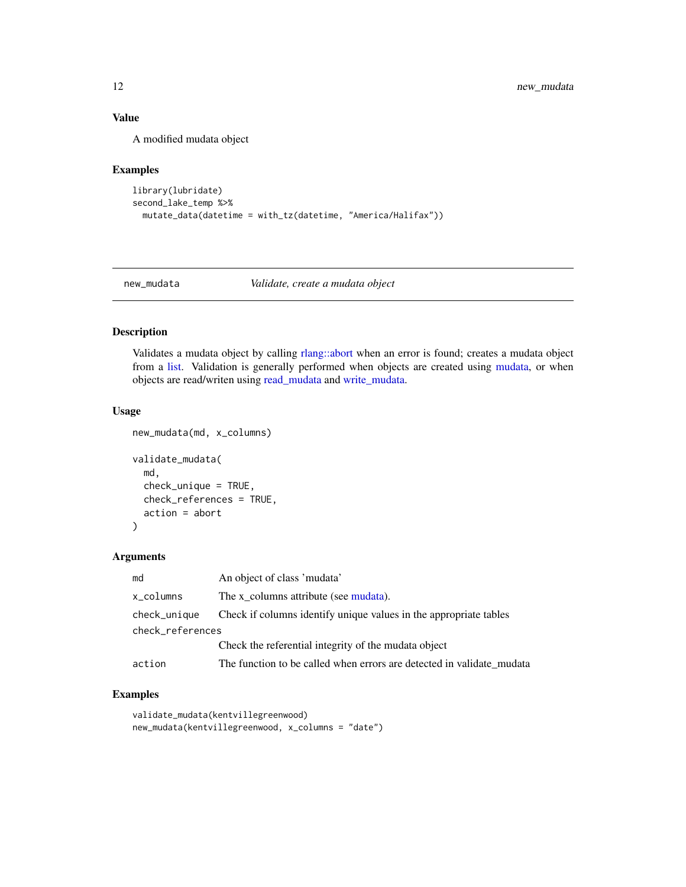### Value

A modified mudata object

### Examples

```
library(lubridate)
second_lake_temp %>%
  mutate_data(datetime = with_tz(datetime, "America/Halifax"))
```

---

## new_mudata — *Validate, create a mudata object*

### Description

Validates a mudata object by calling rlang::abort when an error is found; creates a mudata object from a list. Validation is generally performed when objects are created using mudata, or when objects are read/writen using read_mudata and write_mudata.

### Usage

```
new_mudata(md, x_columns)

validate_mudata(
  md,
  check_unique = TRUE,
  check_references = TRUE,
  action = abort
)
```

### Arguments

| | |
|---|---|
| md | An object of class 'mudata' |
| x_columns | The x_columns attribute (see mudata). |
| check_unique | Check if columns identify unique values in the appropriate tables |
| check_references | Check the referential integrity of the mudata object |
| action | The function to be called when errors are detected in validate_mudata |

### Examples

```
validate_mudata(kentvillegreenwood)
new_mudata(kentvillegreenwood, x_columns = "date")
```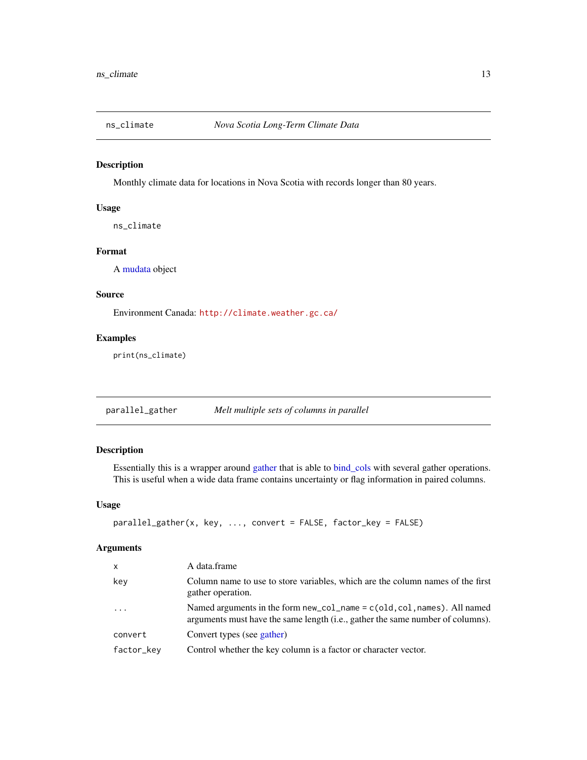## ns_climate — *Nova Scotia Long-Term Climate Data*

### Description

Monthly climate data for locations in Nova Scotia with records longer than 80 years.

### Usage

```
ns_climate
```

### Format

A mudata object

### Source

Environment Canada: http://climate.weather.gc.ca/

### Examples

```
print(ns_climate)
```

## parallel_gather — *Melt multiple sets of columns in parallel*

### Description

Essentially this is a wrapper around gather that is able to bind_cols with several gather operations. This is useful when a wide data frame contains uncertainty or flag information in paired columns.

### Usage

```
parallel_gather(x, key, ..., convert = FALSE, factor_key = FALSE)
```

### Arguments

| | |
|---|---|
| x | A data.frame |
| key | Column name to use to store variables, which are the column names of the first gather operation. |
| ... | Named arguments in the form `new_col_name = c(old,col,names)`. All named arguments must have the same length (i.e., gather the same number of columns). |
| convert | Convert types (see gather) |
| factor_key | Control whether the key column is a factor or character vector. |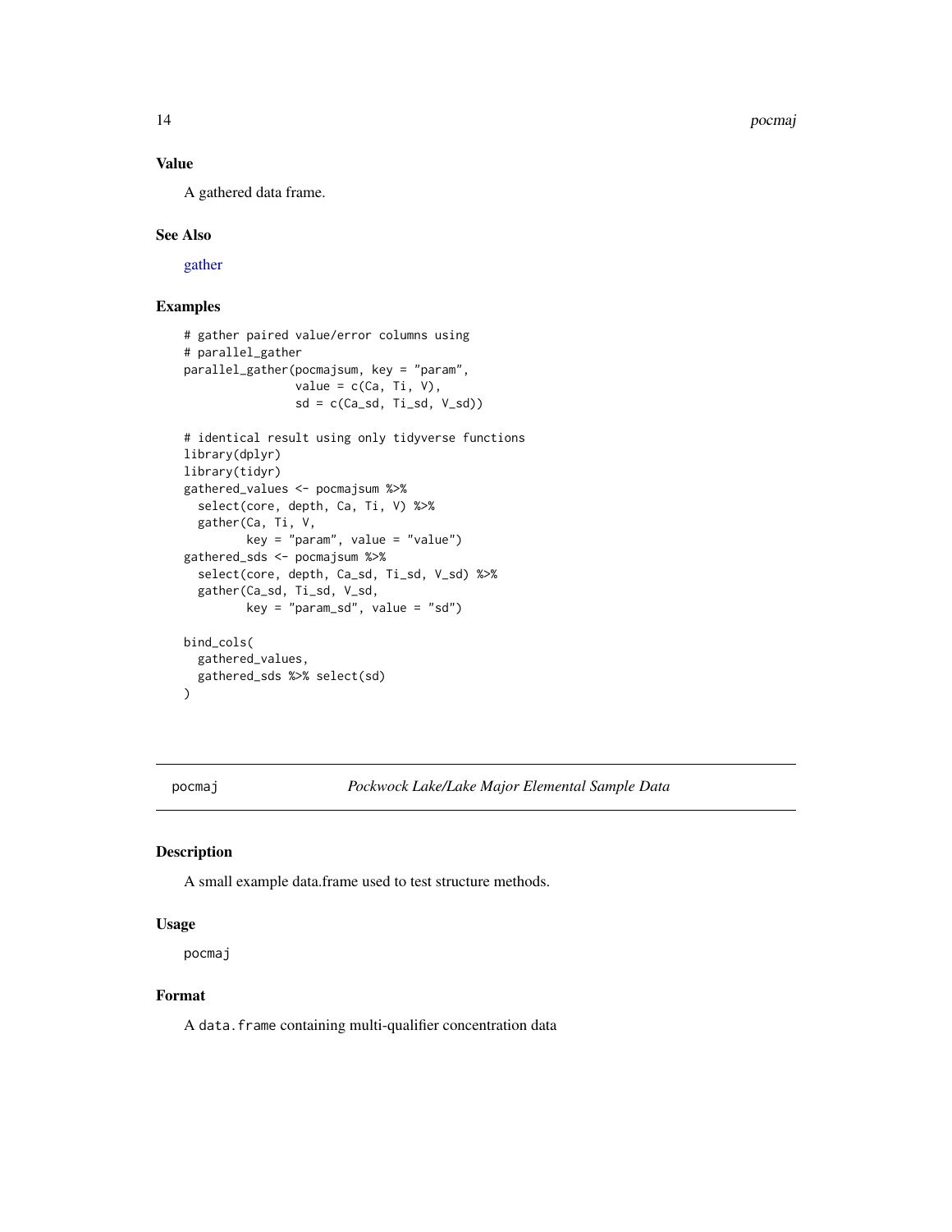### Value

A gathered data frame.

### See Also

gather

### Examples

```
# gather paired value/error columns using
# parallel_gather
parallel_gather(pocmajsum, key = "param",
                value = c(Ca, Ti, V),
                sd = c(Ca_sd, Ti_sd, V_sd))

# identical result using only tidyverse functions
library(dplyr)
library(tidyr)
gathered_values <- pocmajsum %>%
  select(core, depth, Ca, Ti, V) %>%
  gather(Ca, Ti, V,
         key = "param", value = "value")
gathered_sds <- pocmajsum %>%
  select(core, depth, Ca_sd, Ti_sd, V_sd) %>%
  gather(Ca_sd, Ti_sd, V_sd,
         key = "param_sd", value = "sd")

bind_cols(
  gathered_values,
  gathered_sds %>% select(sd)
)
```

---

## pocmaj — *Pockwock Lake/Lake Major Elemental Sample Data*

---

### Description

A small example data.frame used to test structure methods.

### Usage

```
pocmaj
```

### Format

A `data.frame` containing multi-qualifier concentration data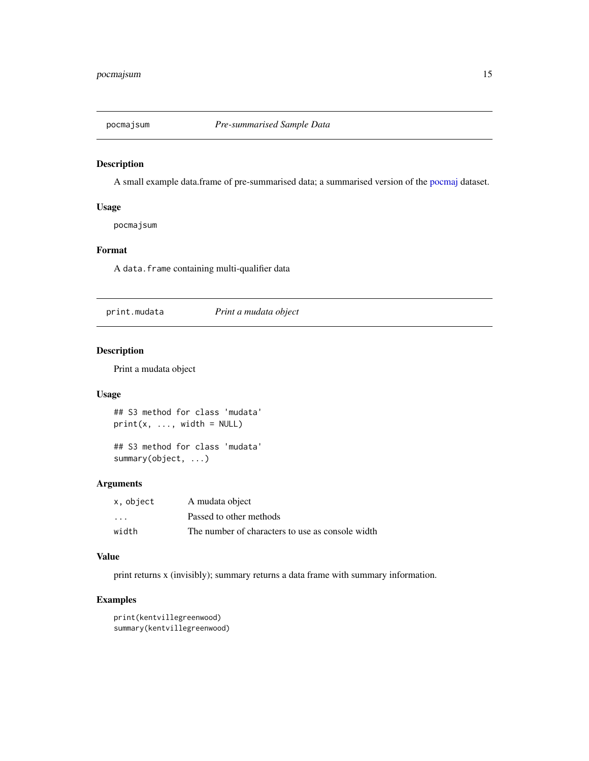## pocmajsum *Pre-summarised Sample Data*

### Description

A small example data.frame of pre-summarised data; a summarised version of the pocmaj dataset.

### Usage

```
pocmajsum
```

### Format

A `data.frame` containing multi-qualifier data

## print.mudata *Print a mudata object*

### Description

Print a mudata object

### Usage

```
## S3 method for class 'mudata'
print(x, ..., width = NULL)

## S3 method for class 'mudata'
summary(object, ...)
```

### Arguments

| | |
|---|---|
| `x, object` | A mudata object |
| `...` | Passed to other methods |
| `width` | The number of characters to use as console width |

### Value

print returns x (invisibly); summary returns a data frame with summary information.

### Examples

```
print(kentvillegreenwood)
summary(kentvillegreenwood)
```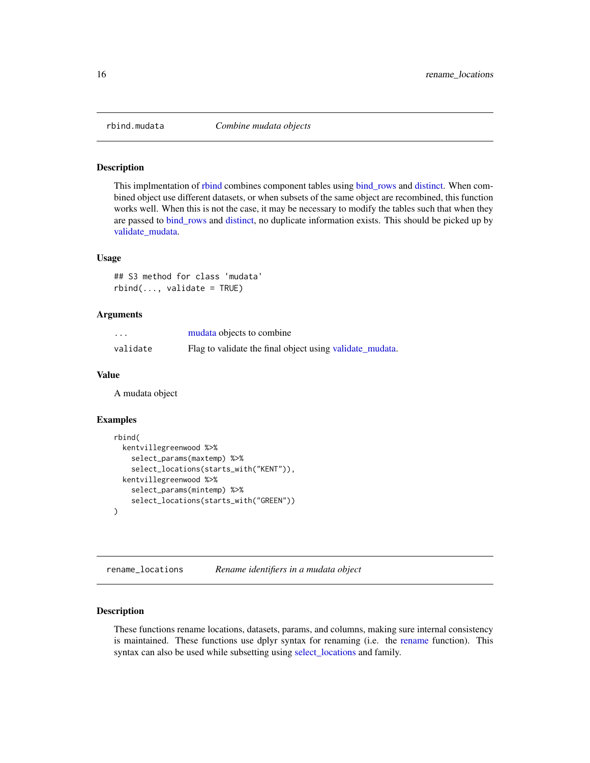## rbind.mudata — *Combine mudata objects*

### Description

This implmentation of rbind combines component tables using bind_rows and distinct. When combined object use different datasets, or when subsets of the same object are recombined, this function works well. When this is not the case, it may be necessary to modify the tables such that when they are passed to bind_rows and distinct, no duplicate information exists. This should be picked up by validate_mudata.

### Usage

```
## S3 method for class 'mudata'
rbind(..., validate = TRUE)
```

### Arguments

| | |
|---|---|
| `...` | mudata objects to combine |
| `validate` | Flag to validate the final object using validate_mudata. |

### Value

A mudata object

### Examples

```
rbind(
  kentvillegreenwood %>%
    select_params(maxtemp) %>%
    select_locations(starts_with("KENT")),
  kentvillegreenwood %>%
    select_params(mintemp) %>%
    select_locations(starts_with("GREEN"))
)
```

## rename_locations — *Rename identifiers in a mudata object*

### Description

These functions rename locations, datasets, params, and columns, making sure internal consistency is maintained. These functions use dplyr syntax for renaming (i.e. the rename function). This syntax can also be used while subsetting using select_locations and family.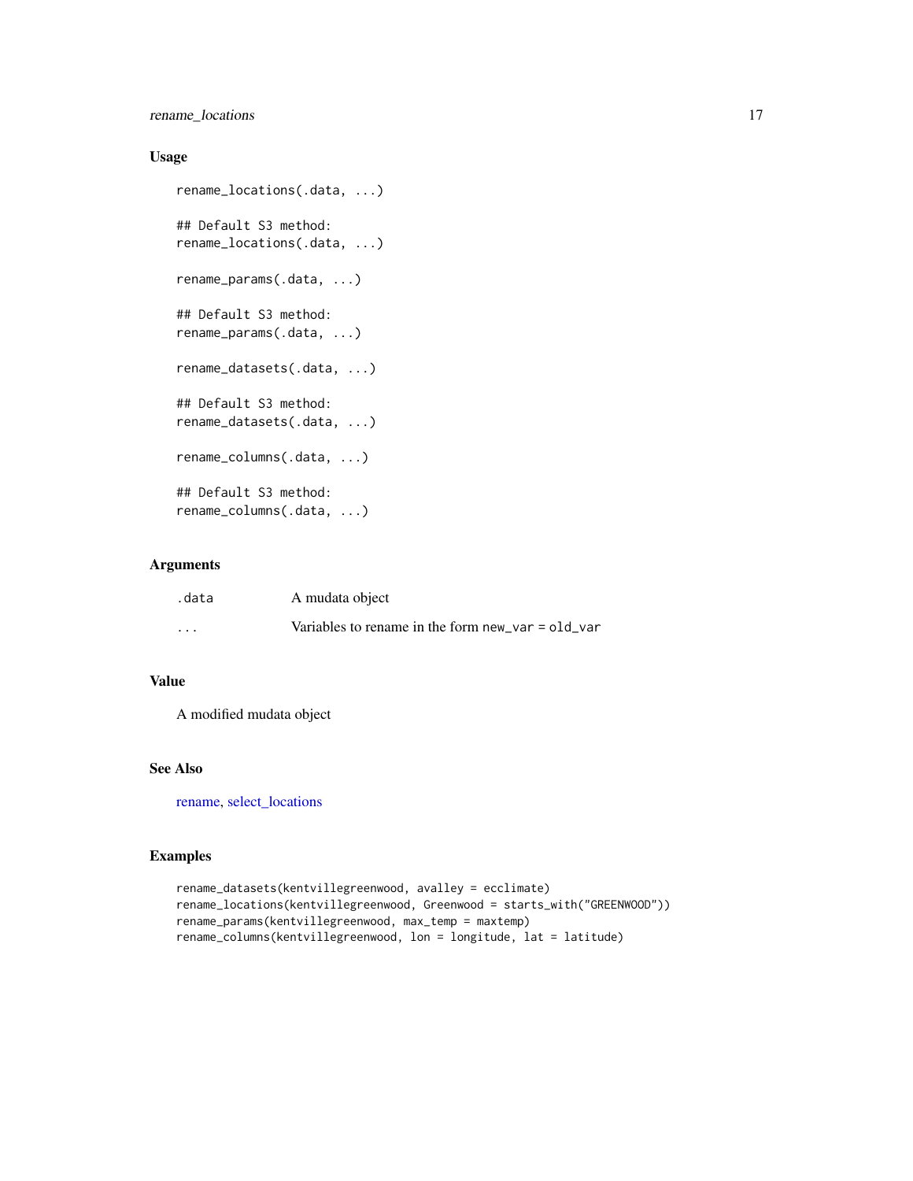## Usage

```
rename_locations(.data, ...)

## Default S3 method:
rename_locations(.data, ...)

rename_params(.data, ...)

## Default S3 method:
rename_params(.data, ...)

rename_datasets(.data, ...)

## Default S3 method:
rename_datasets(.data, ...)

rename_columns(.data, ...)

## Default S3 method:
rename_columns(.data, ...)
```

## Arguments

| | |
|---|---|
| `.data` | A mudata object |
| `...` | Variables to rename in the form `new_var = old_var` |

## Value

A modified mudata object

## See Also

rename, select_locations

## Examples

```
rename_datasets(kentvillegreenwood, avalley = ecclimate)
rename_locations(kentvillegreenwood, Greenwood = starts_with("GREENWOOD"))
rename_params(kentvillegreenwood, max_temp = maxtemp)
rename_columns(kentvillegreenwood, lon = longitude, lat = latitude)
```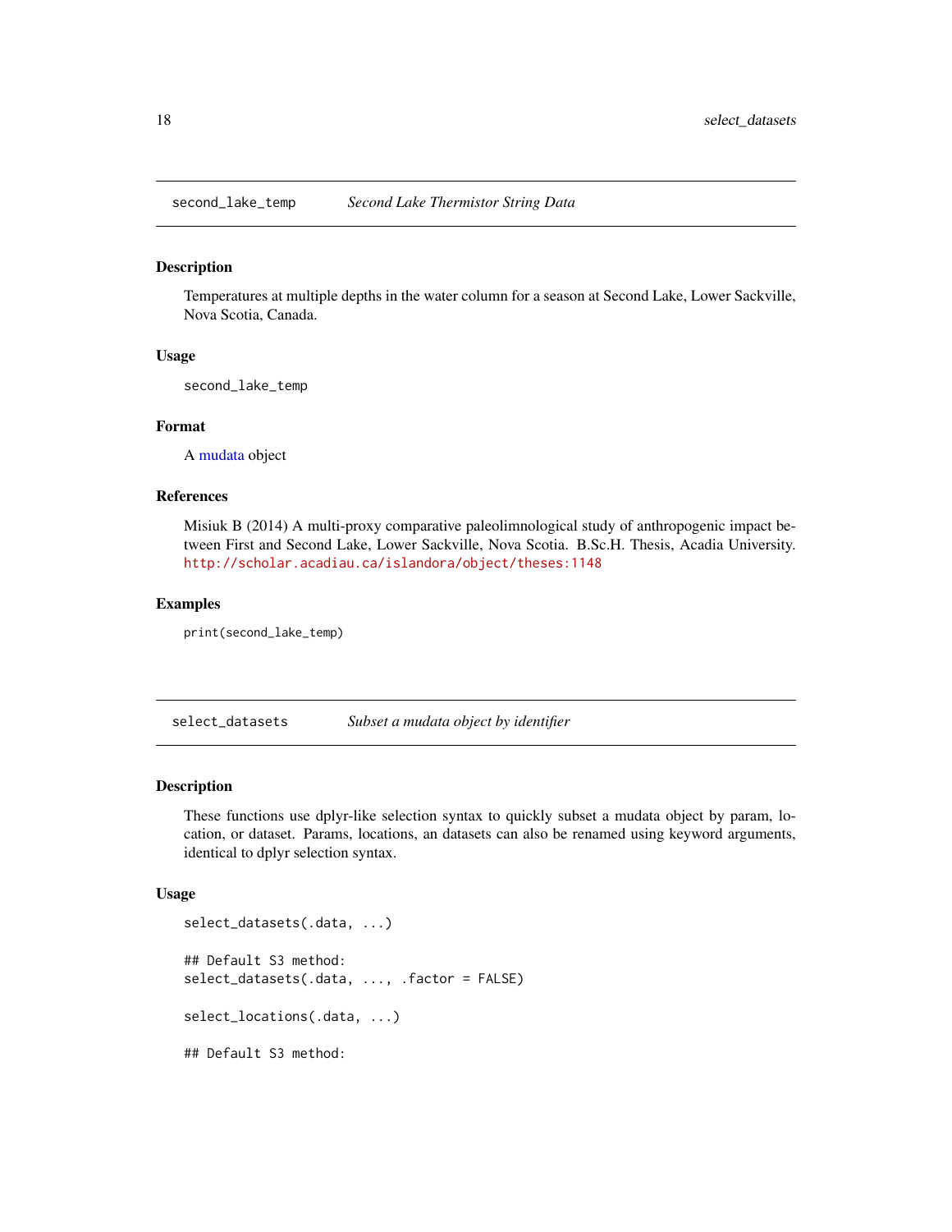## second_lake_temp — *Second Lake Thermistor String Data*

### Description

Temperatures at multiple depths in the water column for a season at Second Lake, Lower Sackville, Nova Scotia, Canada.

### Usage

```
second_lake_temp
```

### Format

A mudata object

### References

Misiuk B (2014) A multi-proxy comparative paleolimnological study of anthropogenic impact between First and Second Lake, Lower Sackville, Nova Scotia. B.Sc.H. Thesis, Acadia University. http://scholar.acadiau.ca/islandora/object/theses:1148

### Examples

```
print(second_lake_temp)
```

## select_datasets — *Subset a mudata object by identifier*

### Description

These functions use dplyr-like selection syntax to quickly subset a mudata object by param, location, or dataset. Params, locations, an datasets can also be renamed using keyword arguments, identical to dplyr selection syntax.

### Usage

```
select_datasets(.data, ...)

## Default S3 method:
select_datasets(.data, ..., .factor = FALSE)

select_locations(.data, ...)

## Default S3 method:
```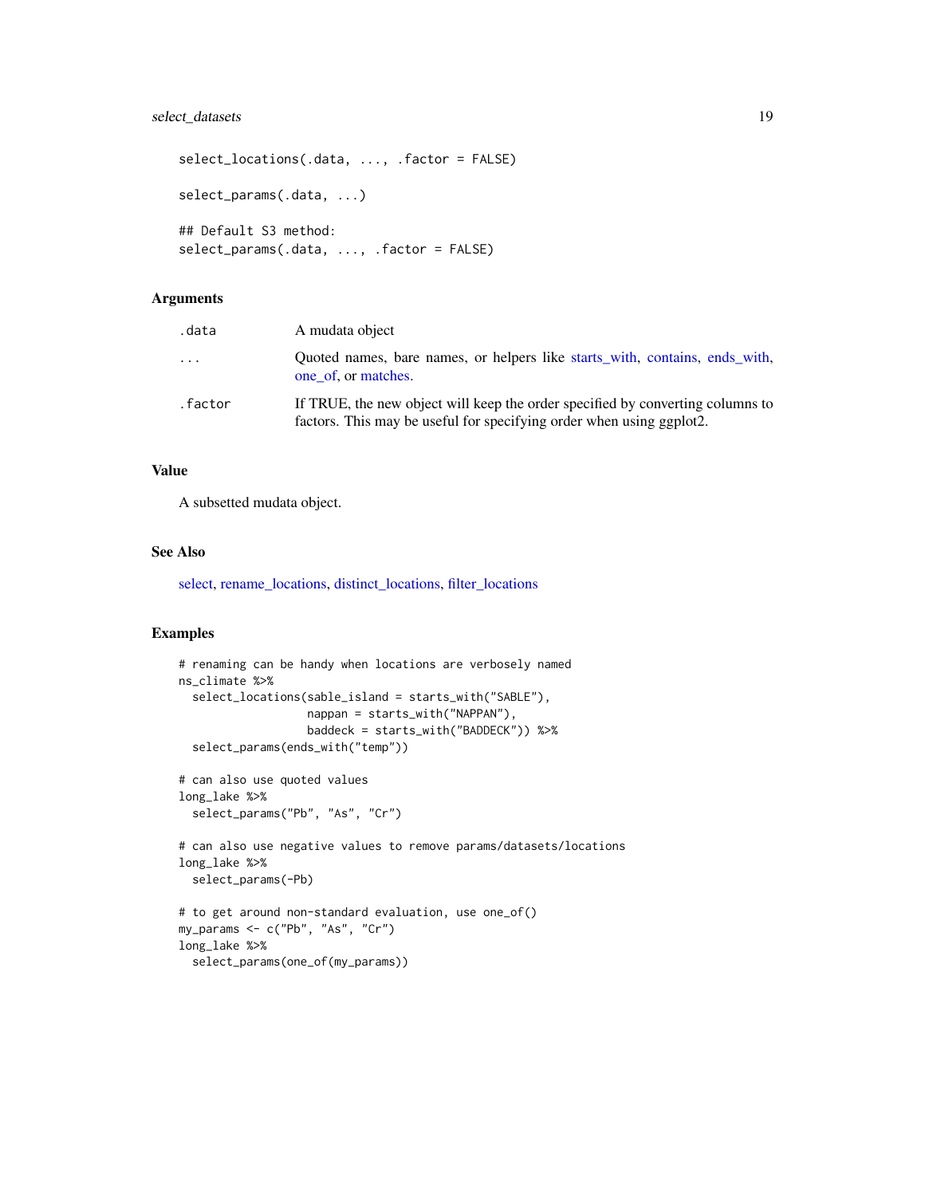```
select_locations(.data, ..., .factor = FALSE)

select_params(.data, ...)

## Default S3 method:
select_params(.data, ..., .factor = FALSE)
```

### Arguments

| | |
|---|---|
| .data | A mudata object |
| ... | Quoted names, bare names, or helpers like starts_with, contains, ends_with, one_of, or matches. |
| .factor | If TRUE, the new object will keep the order specified by converting columns to factors. This may be useful for specifying order when using ggplot2. |

### Value

A subsetted mudata object.

### See Also

select, rename_locations, distinct_locations, filter_locations

### Examples

```
# renaming can be handy when locations are verbosely named
ns_climate %>%
  select_locations(sable_island = starts_with("SABLE"),
                   nappan = starts_with("NAPPAN"),
                   baddeck = starts_with("BADDECK")) %>%
  select_params(ends_with("temp"))

# can also use quoted values
long_lake %>%
  select_params("Pb", "As", "Cr")

# can also use negative values to remove params/datasets/locations
long_lake %>%
  select_params(-Pb)

# to get around non-standard evaluation, use one_of()
my_params <- c("Pb", "As", "Cr")
long_lake %>%
  select_params(one_of(my_params))
```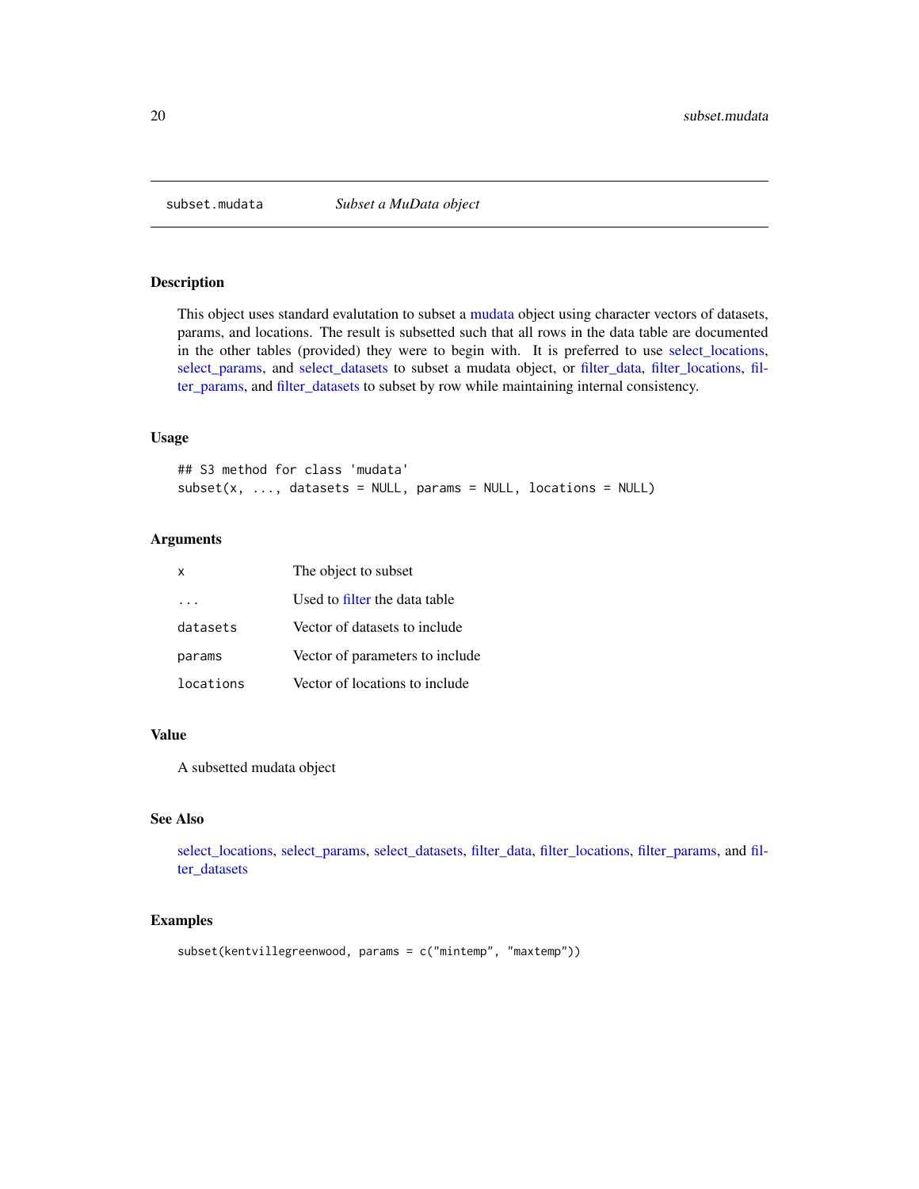`subset.mudata` *Subset a MuData object*

## Description

This object uses standard evalutation to subset a mudata object using character vectors of datasets, params, and locations. The result is subsetted such that all rows in the data table are documented in the other tables (provided) they were to begin with. It is preferred to use select_locations, select_params, and select_datasets to subset a mudata object, or filter_data, filter_locations, filter_params, and filter_datasets to subset by row while maintaining internal consistency.

## Usage

```
## S3 method for class 'mudata'
subset(x, ..., datasets = NULL, params = NULL, locations = NULL)
```

## Arguments

| | |
|---|---|
| `x` | The object to subset |
| `...` | Used to filter the data table |
| `datasets` | Vector of datasets to include |
| `params` | Vector of parameters to include |
| `locations` | Vector of locations to include |

## Value

A subsetted mudata object

## See Also

select_locations, select_params, select_datasets, filter_data, filter_locations, filter_params, and filter_datasets

## Examples

```
subset(kentvillegreenwood, params = c("mintemp", "maxtemp"))
```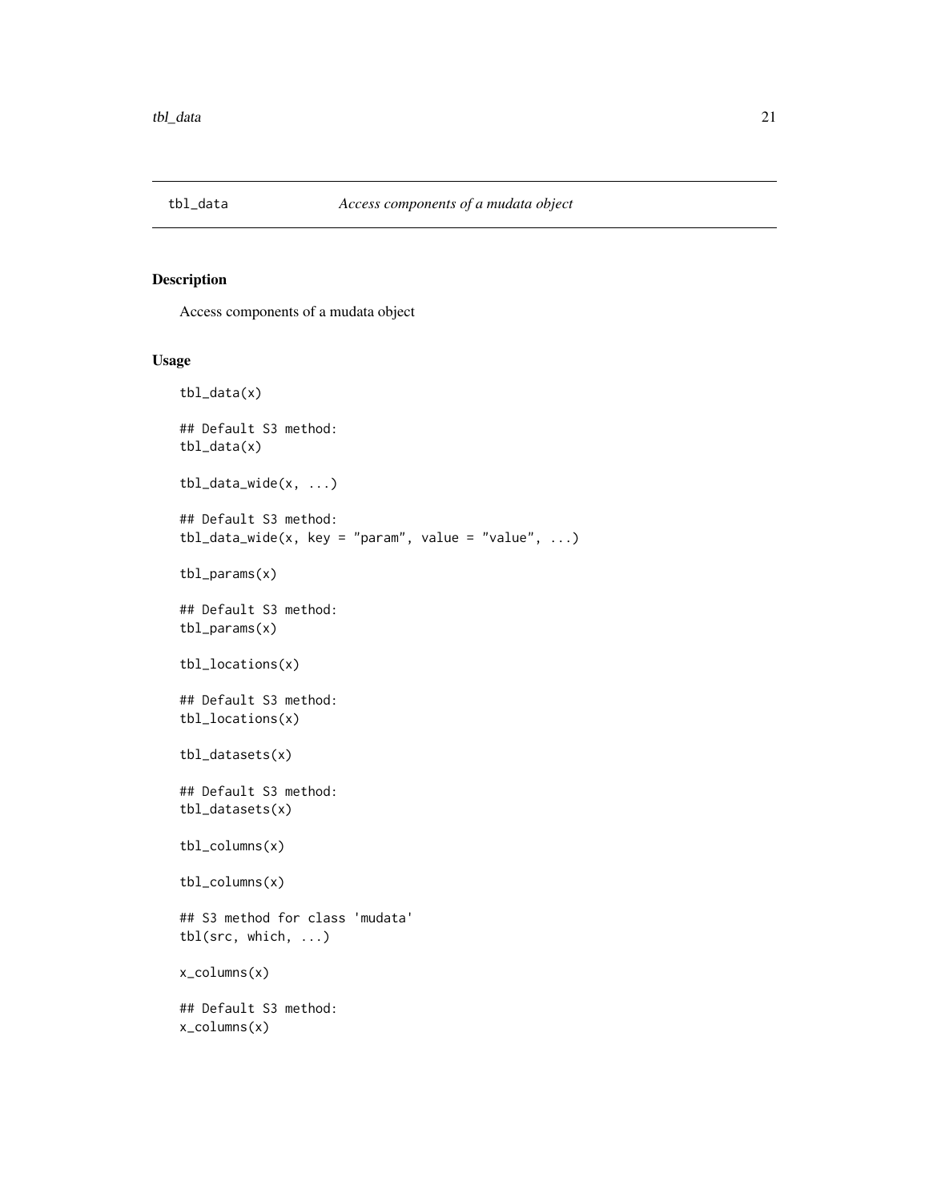# tbl_data *Access components of a mudata object*

## Description

Access components of a mudata object

## Usage

```
tbl_data(x)

## Default S3 method:
tbl_data(x)

tbl_data_wide(x, ...)

## Default S3 method:
tbl_data_wide(x, key = "param", value = "value", ...)

tbl_params(x)

## Default S3 method:
tbl_params(x)

tbl_locations(x)

## Default S3 method:
tbl_locations(x)

tbl_datasets(x)

## Default S3 method:
tbl_datasets(x)

tbl_columns(x)

tbl_columns(x)

## S3 method for class 'mudata'
tbl(src, which, ...)

x_columns(x)

## Default S3 method:
x_columns(x)
```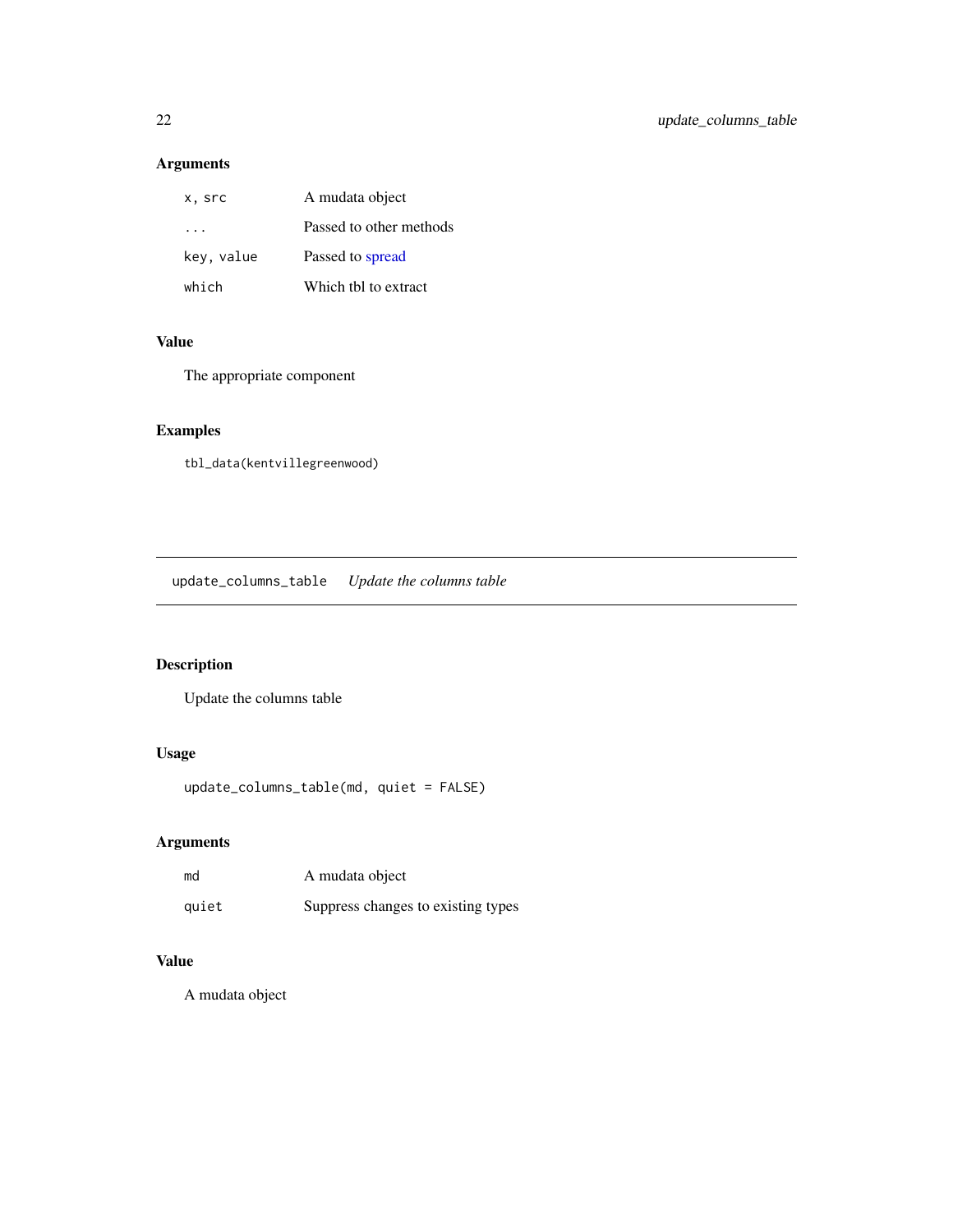## Arguments

| | |
|---|---|
| `x, src` | A mudata object |
| `...` | Passed to other methods |
| `key, value` | Passed to spread |
| `which` | Which tbl to extract |

## Value

The appropriate component

## Examples

```
tbl_data(kentvillegreenwood)
```

---

# `update_columns_table` *Update the columns table*

---

## Description

Update the columns table

## Usage

```
update_columns_table(md, quiet = FALSE)
```

## Arguments

| | |
|---|---|
| `md` | A mudata object |
| `quiet` | Suppress changes to existing types |

## Value

A mudata object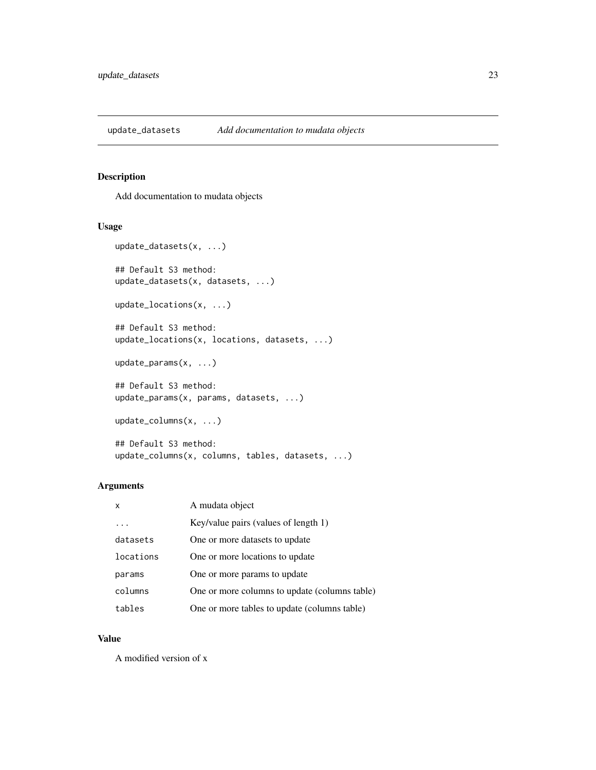## update_datasets — *Add documentation to mudata objects*

### Description

Add documentation to mudata objects

### Usage

```
update_datasets(x, ...)

## Default S3 method:
update_datasets(x, datasets, ...)

update_locations(x, ...)

## Default S3 method:
update_locations(x, locations, datasets, ...)

update_params(x, ...)

## Default S3 method:
update_params(x, params, datasets, ...)

update_columns(x, ...)

## Default S3 method:
update_columns(x, columns, tables, datasets, ...)
```

### Arguments

| | |
|---|---|
| `x` | A mudata object |
| `...` | Key/value pairs (values of length 1) |
| `datasets` | One or more datasets to update |
| `locations` | One or more locations to update |
| `params` | One or more params to update |
| `columns` | One or more columns to update (columns table) |
| `tables` | One or more tables to update (columns table) |

### Value

A modified version of x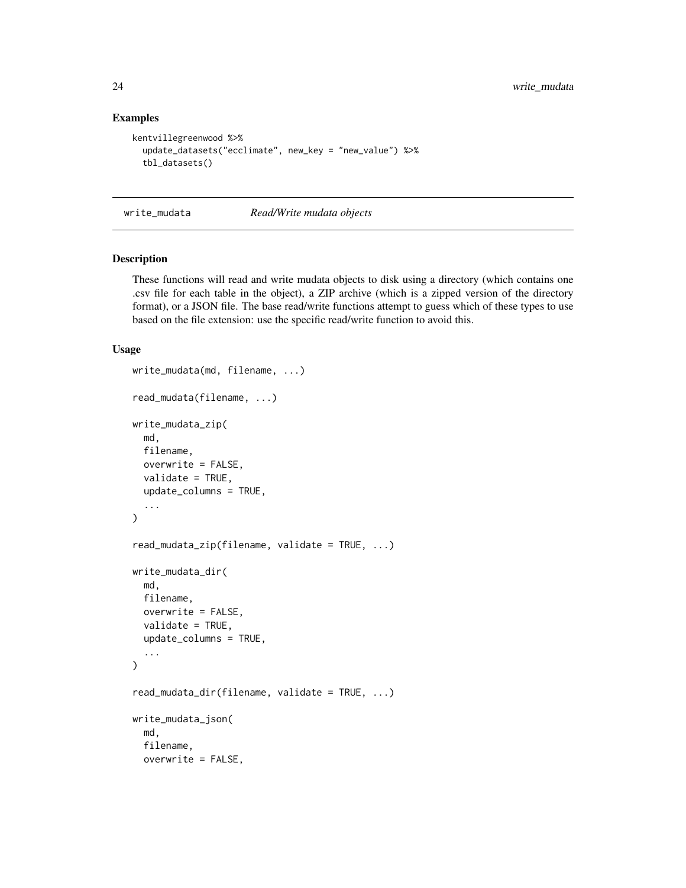### Examples

```
kentvillegreenwood %>%
  update_datasets("ecclimate", new_key = "new_value") %>%
  tbl_datasets()
```

---

## write_mudata — *Read/Write mudata objects*

---

### Description

These functions will read and write mudata objects to disk using a directory (which contains one .csv file for each table in the object), a ZIP archive (which is a zipped version of the directory format), or a JSON file. The base read/write functions attempt to guess which of these types to use based on the file extension: use the specific read/write function to avoid this.

### Usage

```
write_mudata(md, filename, ...)

read_mudata(filename, ...)

write_mudata_zip(
  md,
  filename,
  overwrite = FALSE,
  validate = TRUE,
  update_columns = TRUE,
  ...
)

read_mudata_zip(filename, validate = TRUE, ...)

write_mudata_dir(
  md,
  filename,
  overwrite = FALSE,
  validate = TRUE,
  update_columns = TRUE,
  ...
)

read_mudata_dir(filename, validate = TRUE, ...)

write_mudata_json(
  md,
  filename,
  overwrite = FALSE,
```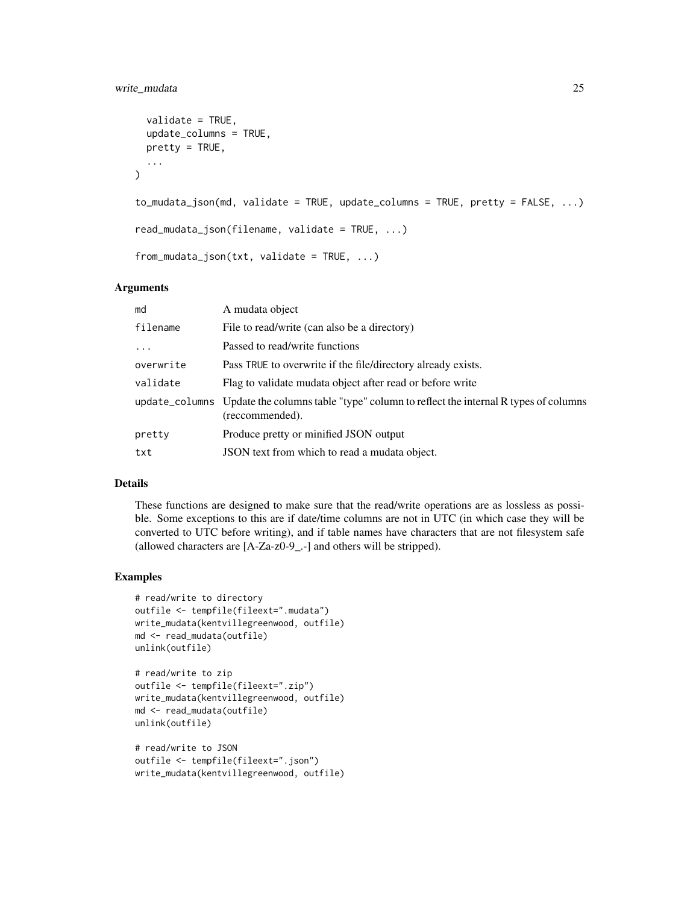```
  validate = TRUE,
  update_columns = TRUE,
  pretty = TRUE,
  ...
)

to_mudata_json(md, validate = TRUE, update_columns = TRUE, pretty = FALSE, ...)

read_mudata_json(filename, validate = TRUE, ...)

from_mudata_json(txt, validate = TRUE, ...)
```

### Arguments

| | |
|---|---|
| `md` | A mudata object |
| `filename` | File to read/write (can also be a directory) |
| `...` | Passed to read/write functions |
| `overwrite` | Pass TRUE to overwrite if the file/directory already exists. |
| `validate` | Flag to validate mudata object after read or before write |
| `update_columns` | Update the columns table "type" column to reflect the internal R types of columns (reccommended). |
| `pretty` | Produce pretty or minified JSON output |
| `txt` | JSON text from which to read a mudata object. |

### Details

These functions are designed to make sure that the read/write operations are as lossless as possible. Some exceptions to this are if date/time columns are not in UTC (in which case they will be converted to UTC before writing), and if table names have characters that are not filesystem safe (allowed characters are [A-Za-z0-9_.-] and others will be stripped).

### Examples

```
# read/write to directory
outfile <- tempfile(fileext=".mudata")
write_mudata(kentvillegreenwood, outfile)
md <- read_mudata(outfile)
unlink(outfile)

# read/write to zip
outfile <- tempfile(fileext=".zip")
write_mudata(kentvillegreenwood, outfile)
md <- read_mudata(outfile)
unlink(outfile)

# read/write to JSON
outfile <- tempfile(fileext=".json")
write_mudata(kentvillegreenwood, outfile)
```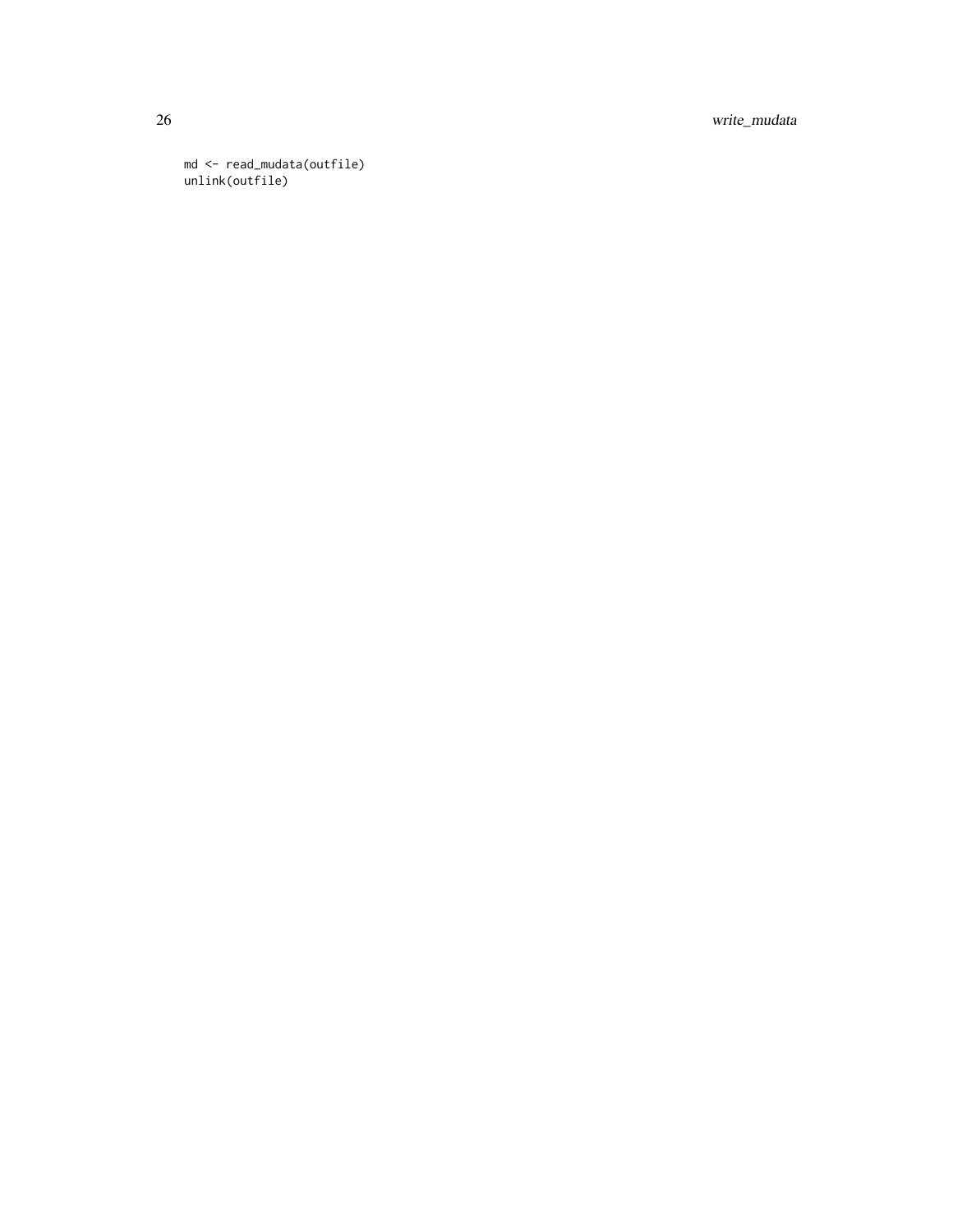```
md <- read_mudata(outfile)
unlink(outfile)
```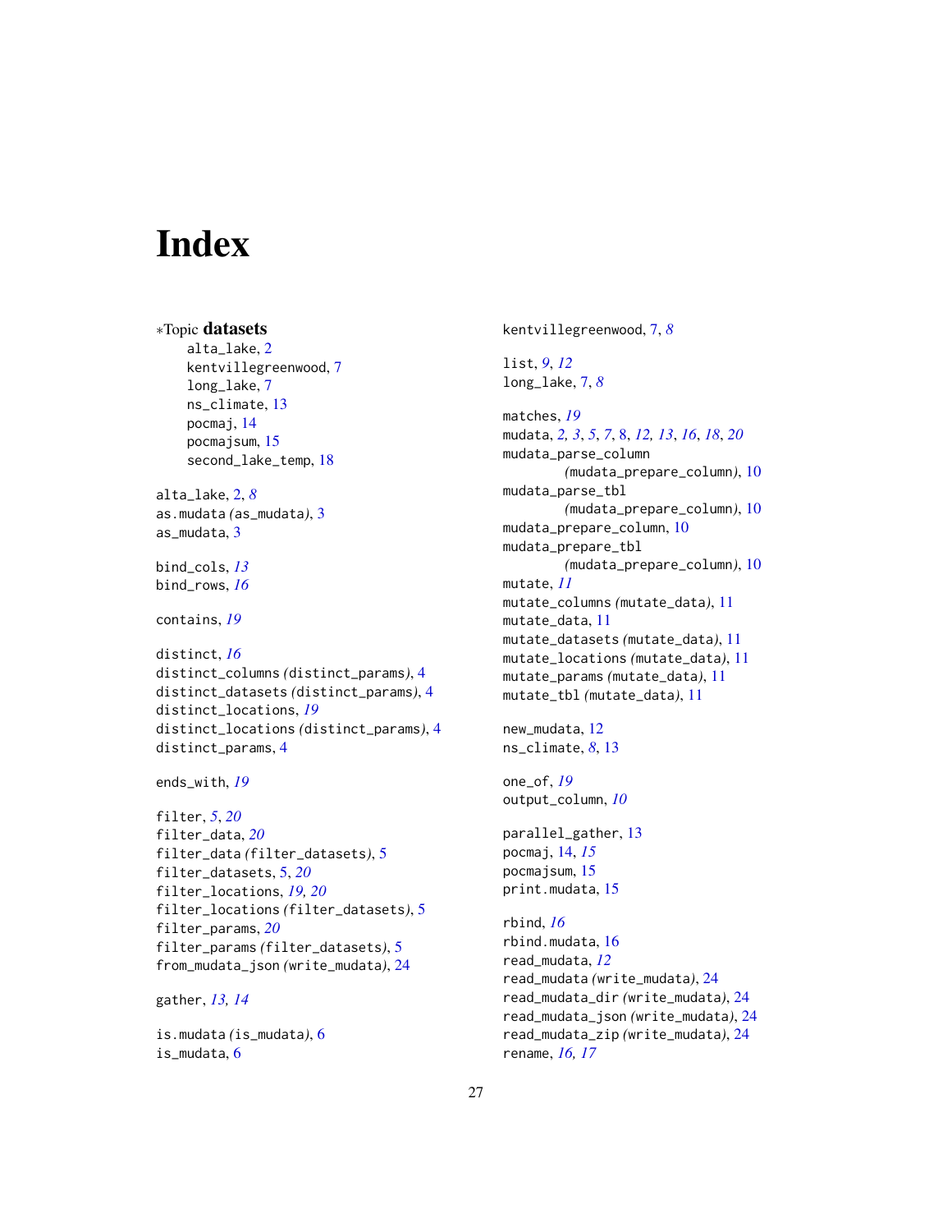# Index

*Topic **datasets**
- alta_lake, 2
- kentvillegreenwood, 7
- long_lake, 7
- ns_climate, 13
- pocmaj, 14
- pocmajsum, 15
- second_lake_temp, 18

alta_lake, 2, *8*
as.mudata *(as_mudata)*, 3
as_mudata, 3

bind_cols, *13*
bind_rows, *16*

contains, *19*

distinct, *16*
distinct_columns *(distinct_params)*, 4
distinct_datasets *(distinct_params)*, 4
distinct_locations, *19*
distinct_locations *(distinct_params)*, 4
distinct_params, 4

ends_with, *19*

filter, *5*, *20*
filter_data, *20*
filter_data *(filter_datasets)*, 5
filter_datasets, 5, *20*
filter_locations, *19, 20*
filter_locations *(filter_datasets)*, 5
filter_params, *20*
filter_params *(filter_datasets)*, 5
from_mudata_json *(write_mudata)*, 24

gather, *13, 14*

is.mudata *(is_mudata)*, 6
is_mudata, 6

kentvillegreenwood, 7, *8*

list, *9*, *12*
long_lake, 7, *8*

matches, *19*
mudata, *2, 3*, *5*, *7*, 8, *12, 13*, *16*, *18*, *20*
mudata_parse_column *(mudata_prepare_column)*, 10
mudata_parse_tbl *(mudata_prepare_column)*, 10
mudata_prepare_column, 10
mudata_prepare_tbl *(mudata_prepare_column)*, 10
mutate, *11*
mutate_columns *(mutate_data)*, 11
mutate_data, 11
mutate_datasets *(mutate_data)*, 11
mutate_locations *(mutate_data)*, 11
mutate_params *(mutate_data)*, 11
mutate_tbl *(mutate_data)*, 11

new_mudata, 12
ns_climate, *8*, 13

one_of, *19*
output_column, *10*

parallel_gather, 13
pocmaj, 14, *15*
pocmajsum, 15
print.mudata, 15

rbind, *16*
rbind.mudata, 16
read_mudata, *12*
read_mudata *(write_mudata)*, 24
read_mudata_dir *(write_mudata)*, 24
read_mudata_json *(write_mudata)*, 24
read_mudata_zip *(write_mudata)*, 24
rename, *16, 17*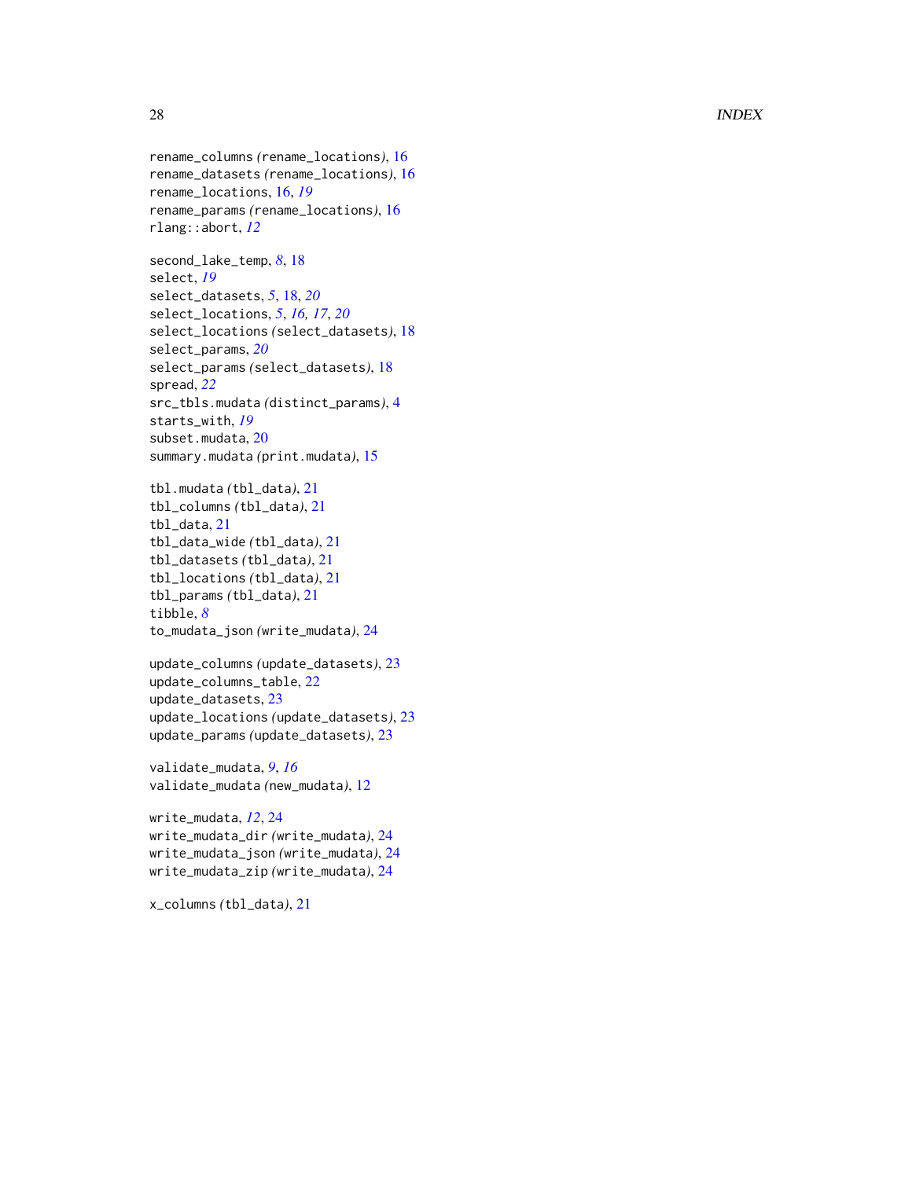rename_columns (rename_locations), 16
rename_datasets (rename_locations), 16
rename_locations, 16, *19*
rename_params (rename_locations), 16
rlang::abort, *12*

second_lake_temp, *8*, 18
select, *19*
select_datasets, *5*, 18, *20*
select_locations, *5*, *16, 17*, *20*
select_locations (select_datasets), 18
select_params, *20*
select_params (select_datasets), 18
spread, *22*
src_tbls.mudata (distinct_params), 4
starts_with, *19*
subset.mudata, 20
summary.mudata (print.mudata), 15

tbl.mudata (tbl_data), 21
tbl_columns (tbl_data), 21
tbl_data, 21
tbl_data_wide (tbl_data), 21
tbl_datasets (tbl_data), 21
tbl_locations (tbl_data), 21
tbl_params (tbl_data), 21
tibble, *8*
to_mudata_json (write_mudata), 24

update_columns (update_datasets), 23
update_columns_table, 22
update_datasets, 23
update_locations (update_datasets), 23
update_params (update_datasets), 23

validate_mudata, *9*, *16*
validate_mudata (new_mudata), 12

write_mudata, *12*, 24
write_mudata_dir (write_mudata), 24
write_mudata_json (write_mudata), 24
write_mudata_zip (write_mudata), 24

x_columns (tbl_data), 21